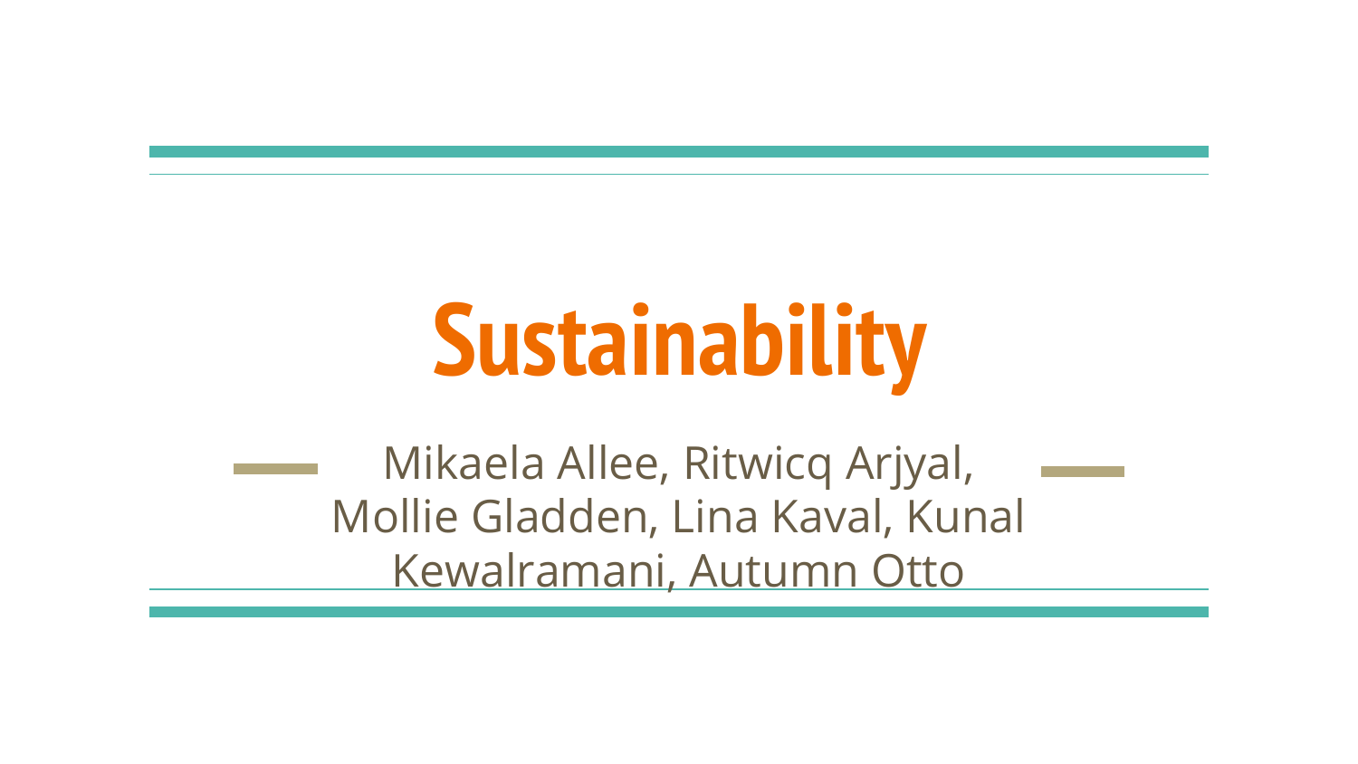# Sustainability

Mikaela Allee, Ritwicq Arjyal, Mollie Gladden, Lina Kaval, Kunal Kewalramani, Autumn Otto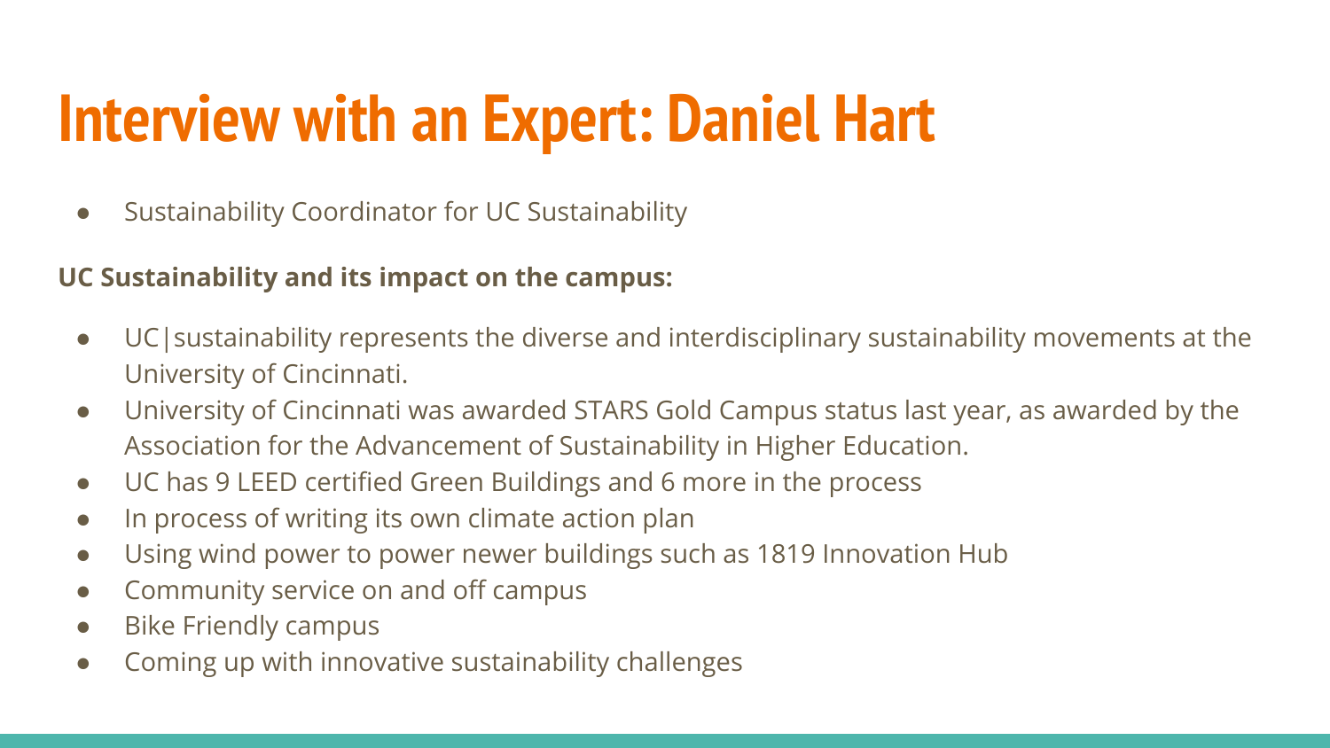# Interview with an Expert: Daniel Hart

- Sustainability Coordinator for UC Sustainability

**UC Sustainability and its impact on the campus:**

- UC|sustainability represents the diverse and interdisciplinary sustainability movements at the University of Cincinnati.
- University of Cincinnati was awarded STARS Gold Campus status last year, as awarded by the Association for the Advancement of Sustainability in Higher Education.
- UC has 9 LEED certified Green Buildings and 6 more in the process
- In process of writing its own climate action plan
- Using wind power to power newer buildings such as 1819 Innovation Hub
- Community service on and off campus
- Bike Friendly campus
- Coming up with innovative sustainability challenges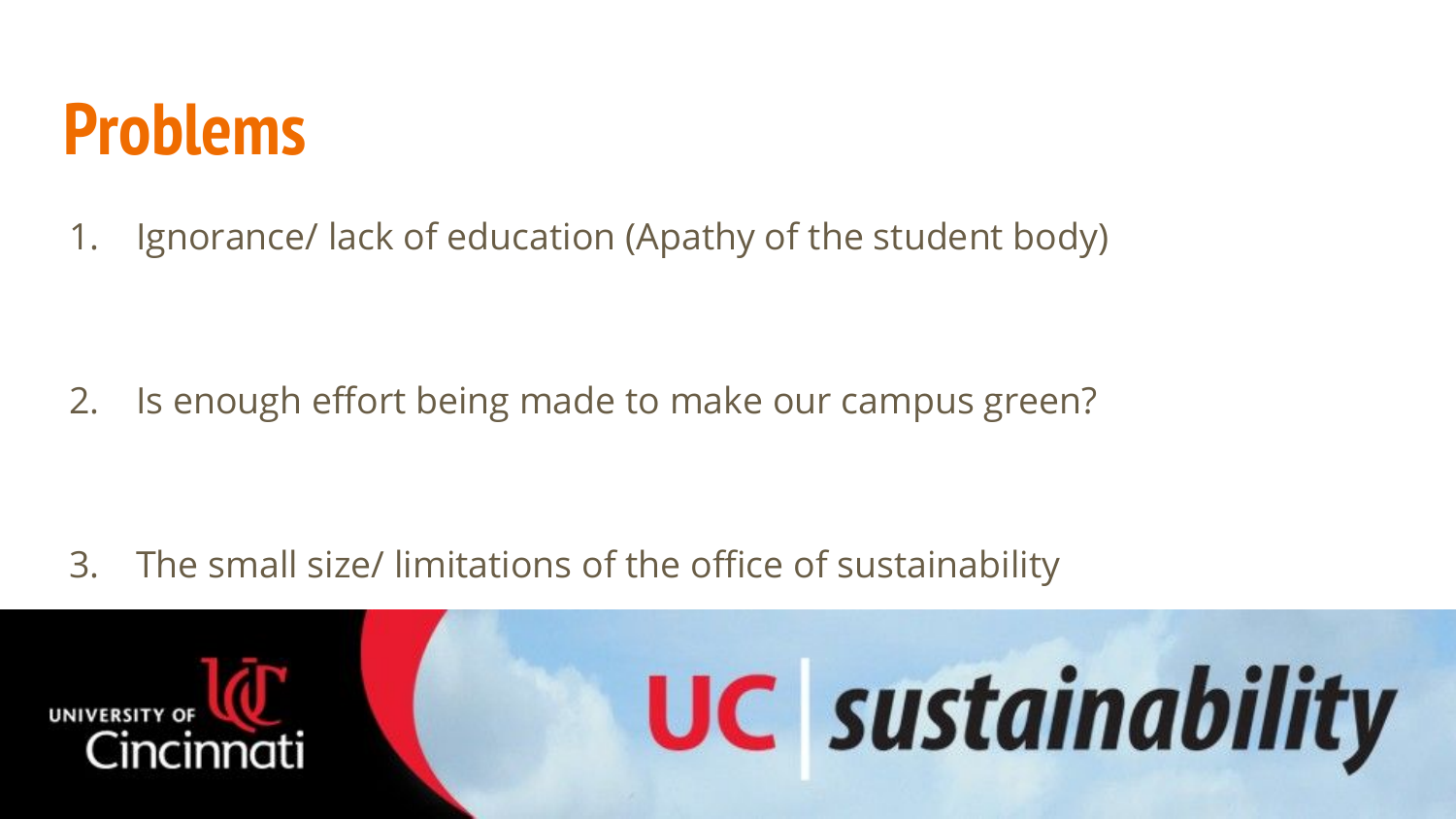# Problems

1. Ignorance/ lack of education (Apathy of the student body)

2. Is enough effort being made to make our campus green?

3. The small size/ limitations of the office of sustainability

UNIVERSITY OF Cincinnati

UC | sustainability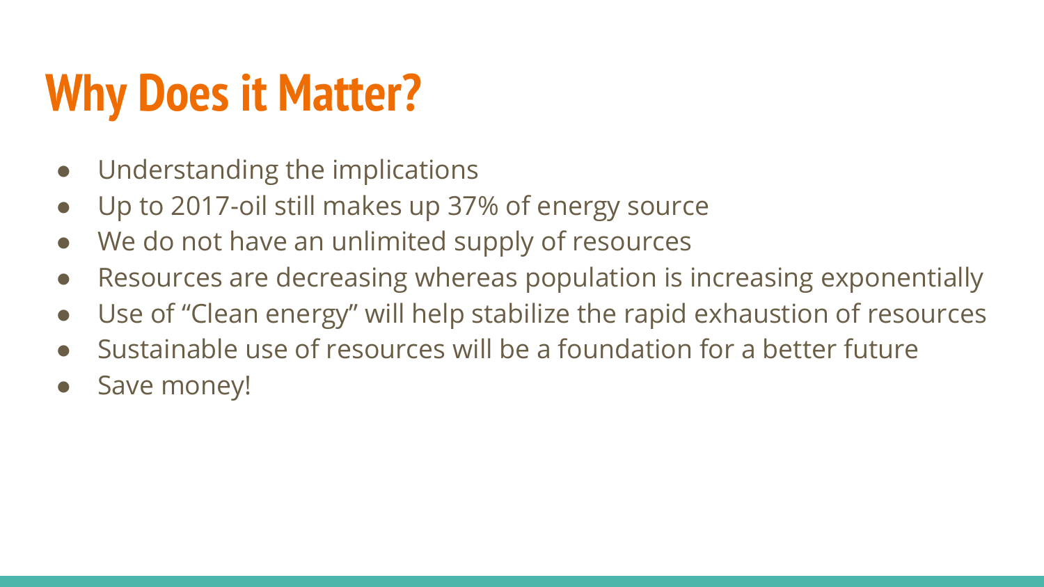# Why Does it Matter?

- Understanding the implications
- Up to 2017-oil still makes up 37% of energy source
- We do not have an unlimited supply of resources
- Resources are decreasing whereas population is increasing exponentially
- Use of “Clean energy” will help stabilize the rapid exhaustion of resources
- Sustainable use of resources will be a foundation for a better future
- Save money!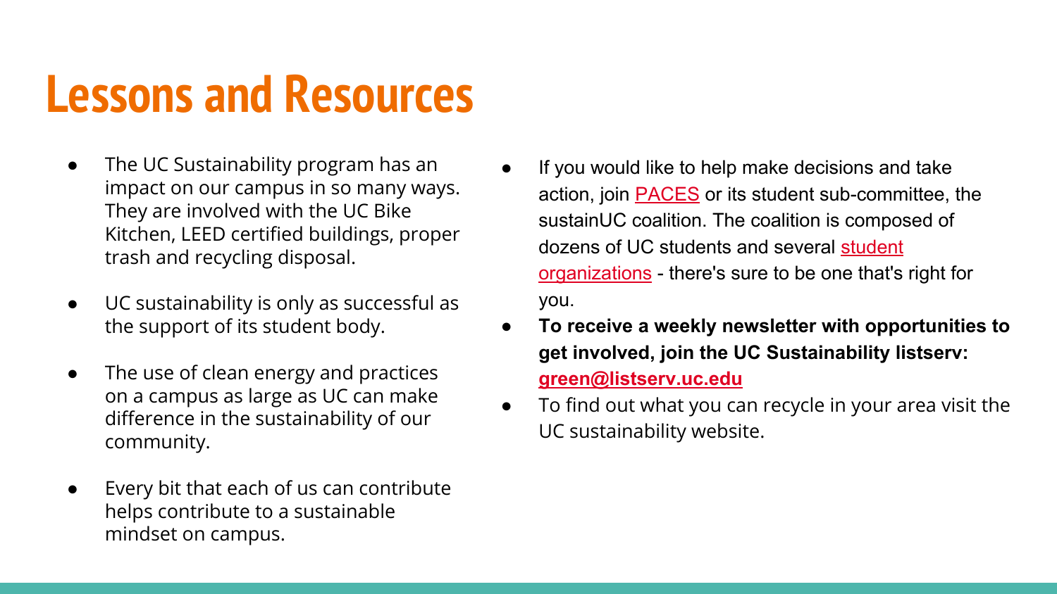# Lessons and Resources

- The UC Sustainability program has an impact on our campus in so many ways. They are involved with the UC Bike Kitchen, LEED certified buildings, proper trash and recycling disposal.
- UC sustainability is only as successful as the support of its student body.
- The use of clean energy and practices on a campus as large as UC can make difference in the sustainability of our community.
- Every bit that each of us can contribute helps contribute to a sustainable mindset on campus.

- If you would like to help make decisions and take action, join PACES or its student sub-committee, the sustainUC coalition. The coalition is composed of dozens of UC students and several student organizations - there's sure to be one that's right for you.
- **To receive a weekly newsletter with opportunities to get involved, join the UC Sustainability listserv: green@listserv.uc.edu**
- To find out what you can recycle in your area visit the UC sustainability website.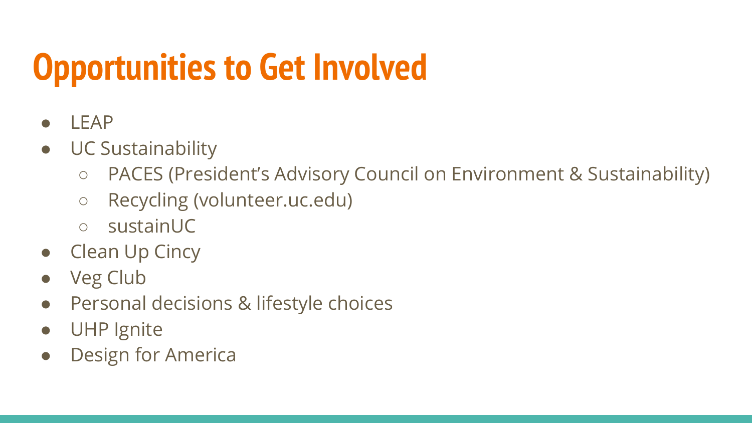# Opportunities to Get Involved

- LEAP
- UC Sustainability
  - PACES (President's Advisory Council on Environment & Sustainability)
  - Recycling (volunteer.uc.edu)
  - sustainUC
- Clean Up Cincy
- Veg Club
- Personal decisions & lifestyle choices
- UHP Ignite
- Design for America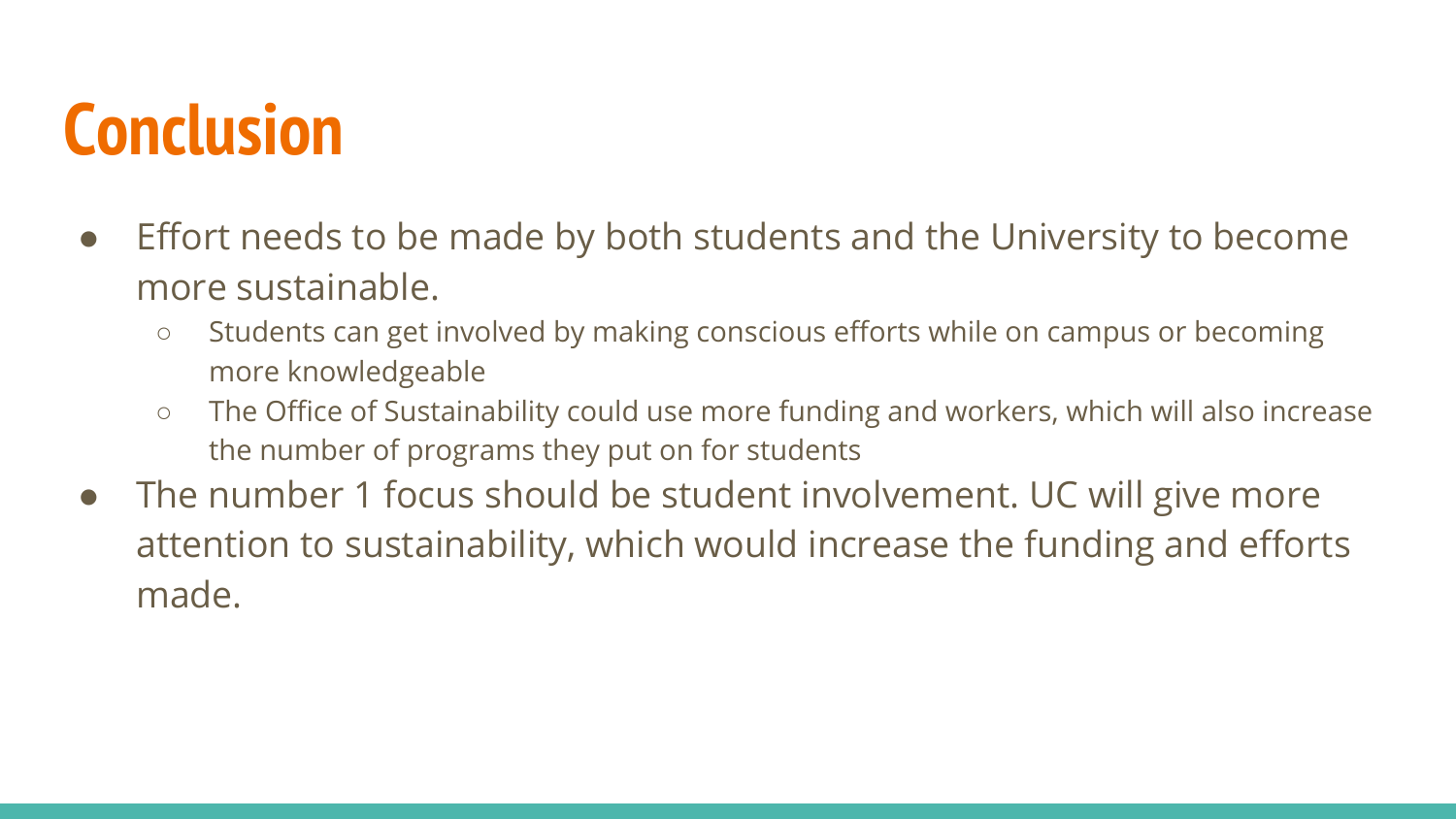# Conclusion

- Effort needs to be made by both students and the University to become more sustainable.
  - Students can get involved by making conscious efforts while on campus or becoming more knowledgeable
  - The Office of Sustainability could use more funding and workers, which will also increase the number of programs they put on for students
- The number 1 focus should be student involvement. UC will give more attention to sustainability, which would increase the funding and efforts made.